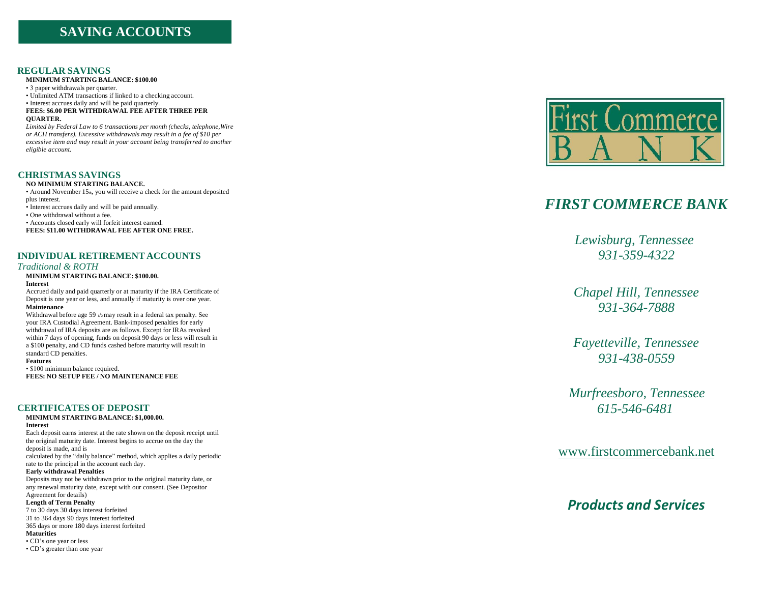# SAVING ACCOUNTS

## REGULAR SAVINGS

**MINIMUM STARTING BALANCE: $100.00**

- 3 paper withdrawals per quarter.
- Unlimited ATM transactions if linked to a checking account.
- Interest accrues daily and will be paid quarterly.

**FEES: $6.00 PER WITHDRAWAL FEE AFTER THREE PER QUARTER.**

*Limited by Federal Law to 6 transactions per month (checks, telephone,Wire or ACH transfers). Excessive withdrawals may result in a fee of $10 per excessive item and may result in your account being transferred to another eligible account.*

## CHRISTMAS SAVINGS

**NO MINIMUM STARTING BALANCE.**

- Around November 15th, you will receive a check for the amount deposited plus interest.
- Interest accrues daily and will be paid annually.
- One withdrawal without a fee.
- Accounts closed early will forfeit interest earned.

**FEES: $11.00 WITHDRAWAL FEE AFTER ONE FREE.**

## INDIVIDUAL RETIREMENT ACCOUNTS

*Traditional & ROTH*

**MINIMUM STARTING BALANCE: $100.00.**

**Interest**

Accrued daily and paid quarterly or at maturity if the IRA Certificate of Deposit is one year or less, and annually if maturity is over one year.

**Maintenance**

Withdrawal before age 59 1/2 may result in a federal tax penalty. See your IRA Custodial Agreement. Bank-imposed penalties for early withdrawal of IRA deposits are as follows. Except for IRAs revoked within 7 days of opening, funds on deposit 90 days or less will result in a $100 penalty, and CD funds cashed before maturity will result in standard CD penalties.

**Features**

- $100 minimum balance required.

**FEES: NO SETUP FEE / NO MAINTENANCE FEE**

## CERTIFICATES OF DEPOSIT

**MINIMUM STARTING BALANCE: $1,000.00.**

**Interest**

Each deposit earns interest at the rate shown on the deposit receipt until the original maturity date. Interest begins to accrue on the day the deposit is made, and is calculated by the "daily balance" method, which applies a daily periodic rate to the principal in the account each day.

**Early withdrawal Penalties**

Deposits may not be withdrawn prior to the original maturity date, or any renewal maturity date, except with our consent. (See Depositor Agreement for details)

**Length of Term Penalty**

7 to 30 days 30 days interest forfeited
31 to 364 days 90 days interest forfeited
365 days or more 180 days interest forfeited

**Maturities**

- CD's one year or less
- CD's greater than one year

First Commerce BANK

# *FIRST COMMERCE BANK*

*Lewisburg, Tennessee*
*931-359-4322*

*Chapel Hill, Tennessee*
*931-364-7888*

*Fayetteville, Tennessee*
*931-438-0559*

*Murfreesboro, Tennessee*
*615-546-6481*

www.firstcommercebank.net

## *Products and Services*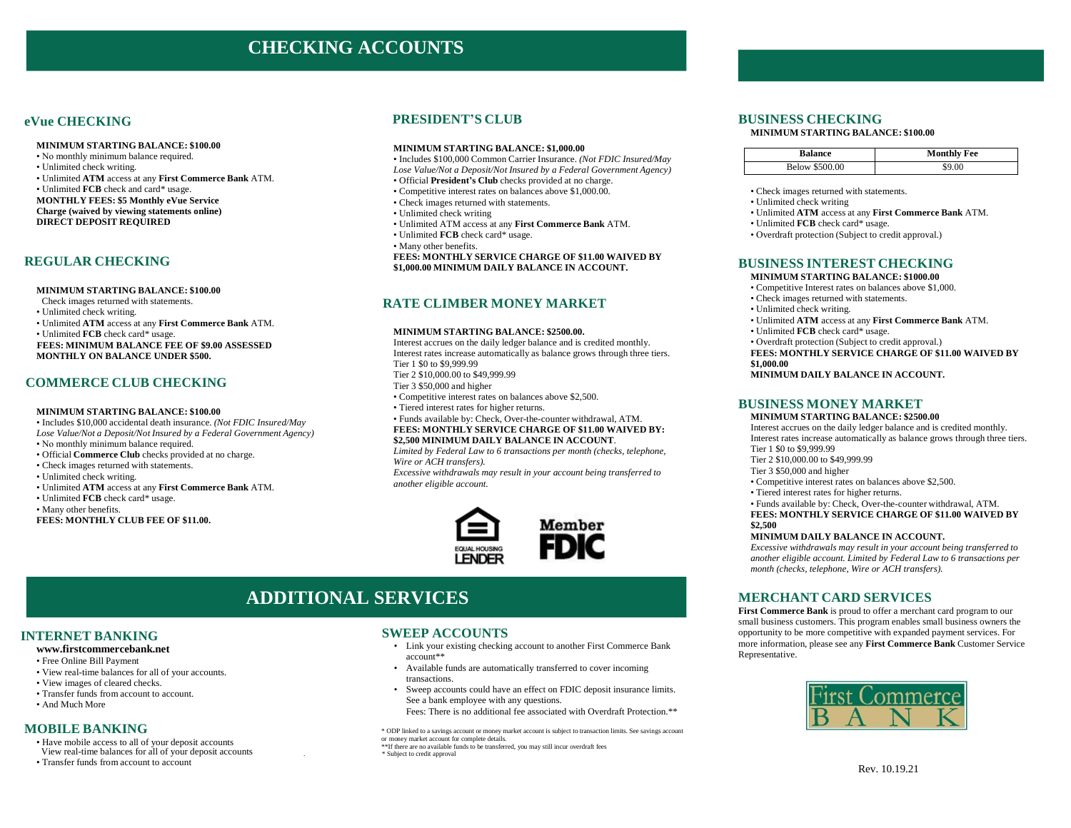# CHECKING ACCOUNTS

## eVue CHECKING

**MINIMUM STARTING BALANCE: $100.00**

- No monthly minimum balance required.
- Unlimited check writing.
- Unlimited **ATM** access at any **First Commerce Bank** ATM.
- Unlimited **FCB** check and card* usage.

**MONTHLY FEES: $5 Monthly eVue Service Charge (waived by viewing statements online)**
**DIRECT DEPOSIT REQUIRED**

## REGULAR CHECKING

**MINIMUM STARTING BALANCE: $100.00**

Check images returned with statements.

- Unlimited check writing.
- Unlimited **ATM** access at any **First Commerce Bank** ATM.
- Unlimited **FCB** check card* usage.

**FEES: MINIMUM BALANCE FEE OF $9.00 ASSESSED MONTHLY ON BALANCE UNDER $500.**

## COMMERCE CLUB CHECKING

**MINIMUM STARTING BALANCE: $100.00**

- Includes $10,000 accidental death insurance. *(Not FDIC Insured/May Lose Value/Not a Deposit/Not Insured by a Federal Government Agency)*
- No monthly minimum balance required.
- Official **Commerce Club** checks provided at no charge.
- Check images returned with statements.
- Unlimited check writing.
- Unlimited **ATM** access at any **First Commerce Bank** ATM.
- Unlimited **FCB** check card* usage.
- Many other benefits.

**FEES: MONTHLY CLUB FEE OF $11.00.**

## PRESIDENT'S CLUB

**MINIMUM STARTING BALANCE: $1,000.00**

- Includes $100,000 Common Carrier Insurance. *(Not FDIC Insured/May Lose Value/Not a Deposit/Not Insured by a Federal Government Agency)*
- Official **President's Club** checks provided at no charge.
- Competitive interest rates on balances above $1,000.00.
- Check images returned with statements.
- Unlimited check writing
- Unlimited ATM access at any **First Commerce Bank** ATM.
- Unlimited **FCB** check card* usage.
- Many other benefits.

**FEES: MONTHLY SERVICE CHARGE OF $11.00 WAIVED BY $1,000.00 MINIMUM DAILY BALANCE IN ACCOUNT.**

## RATE CLIMBER MONEY MARKET

**MINIMUM STARTING BALANCE: $2500.00.**

Interest accrues on the daily ledger balance and is credited monthly.
Interest rates increase automatically as balance grows through three tiers.
Tier 1 $0 to $9,999.99
Tier 2 $10,000.00 to $49,999.99
Tier 3 $50,000 and higher

- Competitive interest rates on balances above $2,500.
- Tiered interest rates for higher returns.
- Funds available by: Check, Over-the-counter withdrawal, ATM.

**FEES: MONTHLY SERVICE CHARGE OF $11.00 WAIVED BY: $2,500 MINIMUM DAILY BALANCE IN ACCOUNT.**

*Limited by Federal Law to 6 transactions per month (checks, telephone, Wire or ACH transfers).*

*Excessive withdrawals may result in your account being transferred to another eligible account.*

EQUAL HOUSING LENDER

Member FDIC

## BUSINESS CHECKING

**MINIMUM STARTING BALANCE: $100.00**

| Balance | Monthly Fee |
|---|---|
| Below $500.00 | $9.00 |

- Check images returned with statements.
- Unlimited check writing
- Unlimited **ATM** access at any **First Commerce Bank** ATM.
- Unlimited **FCB** check card* usage.
- Overdraft protection (Subject to credit approval.)

## BUSINESS INTEREST CHECKING

**MINIMUM STARTING BALANCE: $1000.00**

- Competitive Interest rates on balances above $1,000.
- Check images returned with statements.
- Unlimited check writing.
- Unlimited **ATM** access at any **First Commerce Bank** ATM.
- Unlimited **FCB** check card* usage.
- Overdraft protection (Subject to credit approval.)

**FEES: MONTHLY SERVICE CHARGE OF $11.00 WAIVED BY $1,000.00**
**MINIMUM DAILY BALANCE IN ACCOUNT.**

## BUSINESS MONEY MARKET

**MINIMUM STARTING BALANCE: $2500.00**

Interest accrues on the daily ledger balance and is credited monthly.
Interest rates increase automatically as balance grows through three tiers.
Tier 1 $0 to $9,999.99
Tier 2 $10,000.00 to $49,999.99
Tier 3 $50,000 and higher

- Competitive interest rates on balances above $2,500.
- Tiered interest rates for higher returns.
- Funds available by: Check, Over-the-counter withdrawal, ATM.

**FEES: MONTHLY SERVICE CHARGE OF $11.00 WAIVED BY $2,500**
**MINIMUM DAILY BALANCE IN ACCOUNT.**

*Excessive withdrawals may result in your account being transferred to another eligible account. Limited by Federal Law to 6 transactions per month (checks, telephone, Wire or ACH transfers).*

# ADDITIONAL SERVICES

## INTERNET BANKING

**www.firstcommercebank.net**

- Free Online Bill Payment
- View real-time balances for all of your accounts.
- View images of cleared checks.
- Transfer funds from account to account.
- And Much More

## MOBILE BANKING

- Have mobile access to all of your deposit accounts
  View real-time balances for all of your deposit accounts
- Transfer funds from account to account

## SWEEP ACCOUNTS

- Link your existing checking account to another First Commerce Bank account**
- Available funds are automatically transferred to cover incoming transactions.
- Sweep accounts could have an effect on FDIC deposit insurance limits. See a bank employee with any questions.
  Fees: There is no additional fee associated with Overdraft Protection.**

\* ODP linked to a savings account or money market account is subject to transaction limits. See savings account or money market account for complete details.
\*\*If there are no available funds to be transferred, you may still incur overdraft fees
\* Subject to credit approval

## MERCHANT CARD SERVICES

**First Commerce Bank** is proud to offer a merchant card program to our small business customers. This program enables small business owners the opportunity to be more competitive with expanded payment services. For more information, please see any **First Commerce Bank** Customer Service Representative.

First Commerce BANK

Rev. 10.19.21